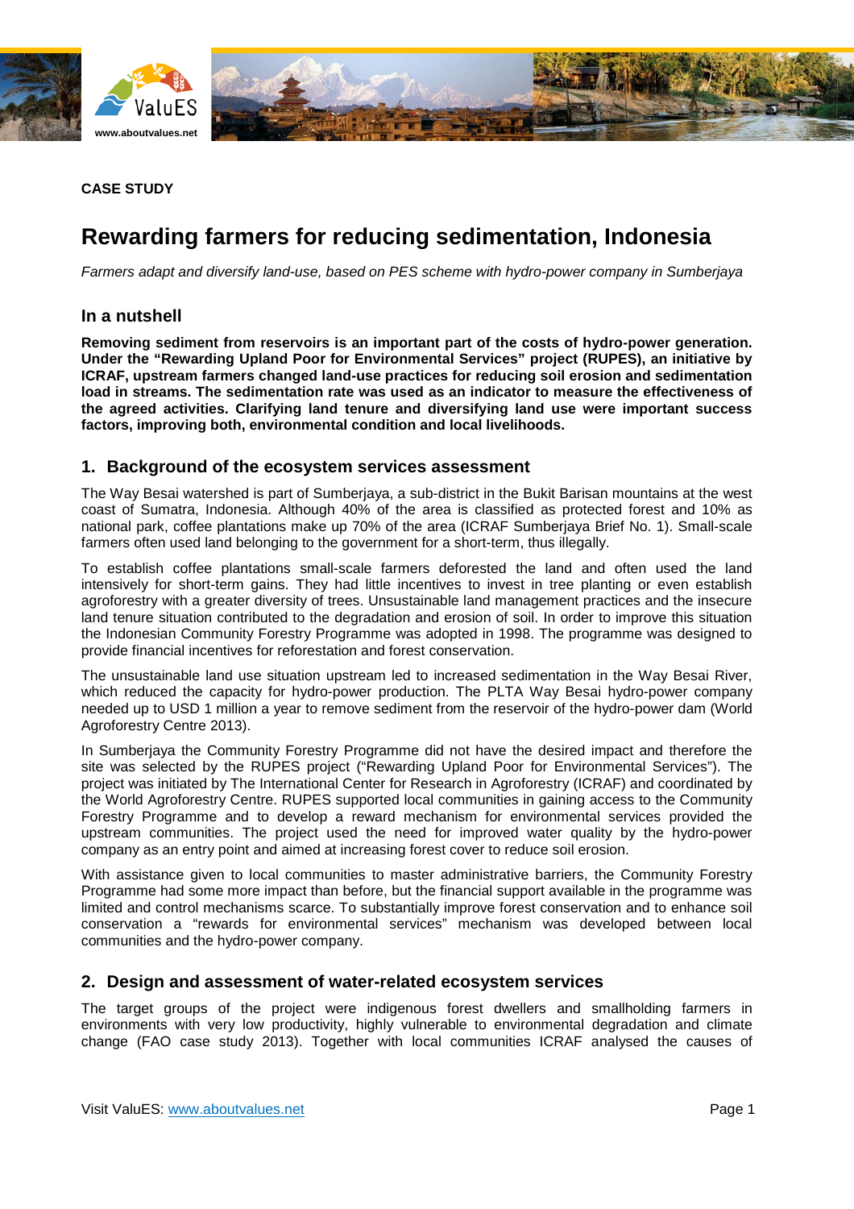**CASE STUDY**

# Rewarding farmers for reducing sedimentation, Indonesia

*Farmers adapt and diversify land-use, based on PES scheme with hydro-power company in Sumberjaya*

## In a nutshell

**Removing sediment from reservoirs is an important part of the costs of hydro-power generation. Under the "Rewarding Upland Poor for Environmental Services" project (RUPES), an initiative by ICRAF, upstream farmers changed land-use practices for reducing soil erosion and sedimentation load in streams. The sedimentation rate was used as an indicator to measure the effectiveness of the agreed activities. Clarifying land tenure and diversifying land use were important success factors, improving both, environmental condition and local livelihoods.**

## 1. Background of the ecosystem services assessment

The Way Besai watershed is part of Sumberjaya, a sub-district in the Bukit Barisan mountains at the west coast of Sumatra, Indonesia. Although 40% of the area is classified as protected forest and 10% as national park, coffee plantations make up 70% of the area (ICRAF Sumberjaya Brief No. 1). Small-scale farmers often used land belonging to the government for a short-term, thus illegally.

To establish coffee plantations small-scale farmers deforested the land and often used the land intensively for short-term gains. They had little incentives to invest in tree planting or even establish agroforestry with a greater diversity of trees. Unsustainable land management practices and the insecure land tenure situation contributed to the degradation and erosion of soil. In order to improve this situation the Indonesian Community Forestry Programme was adopted in 1998. The programme was designed to provide financial incentives for reforestation and forest conservation.

The unsustainable land use situation upstream led to increased sedimentation in the Way Besai River, which reduced the capacity for hydro-power production. The PLTA Way Besai hydro-power company needed up to USD 1 million a year to remove sediment from the reservoir of the hydro-power dam (World Agroforestry Centre 2013).

In Sumberjaya the Community Forestry Programme did not have the desired impact and therefore the site was selected by the RUPES project ("Rewarding Upland Poor for Environmental Services"). The project was initiated by The International Center for Research in Agroforestry (ICRAF) and coordinated by the World Agroforestry Centre. RUPES supported local communities in gaining access to the Community Forestry Programme and to develop a reward mechanism for environmental services provided the upstream communities. The project used the need for improved water quality by the hydro-power company as an entry point and aimed at increasing forest cover to reduce soil erosion.

With assistance given to local communities to master administrative barriers, the Community Forestry Programme had some more impact than before, but the financial support available in the programme was limited and control mechanisms scarce. To substantially improve forest conservation and to enhance soil conservation a "rewards for environmental services" mechanism was developed between local communities and the hydro-power company.

## 2. Design and assessment of water-related ecosystem services

The target groups of the project were indigenous forest dwellers and smallholding farmers in environments with very low productivity, highly vulnerable to environmental degradation and climate change (FAO case study 2013). Together with local communities ICRAF analysed the causes of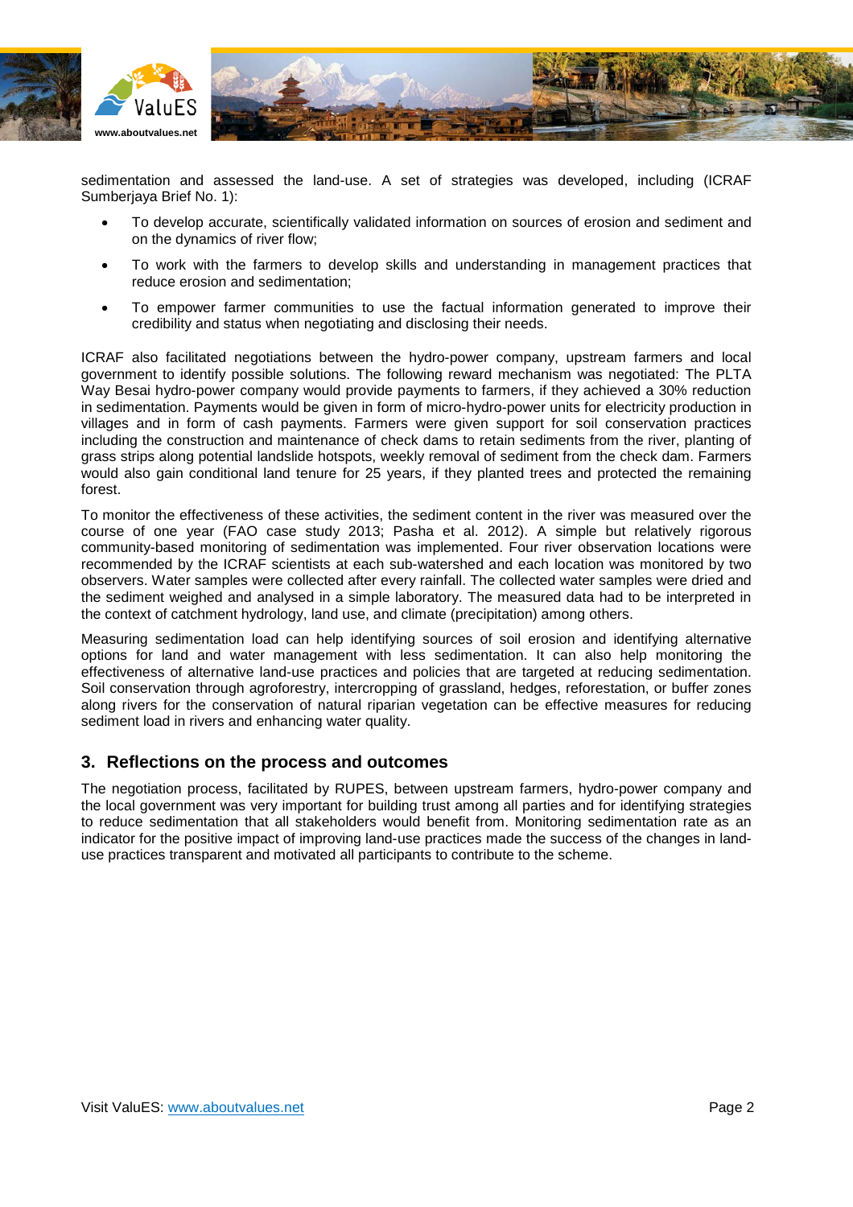sedimentation and assessed the land-use. A set of strategies was developed, including (ICRAF Sumberjaya Brief No. 1):

- To develop accurate, scientifically validated information on sources of erosion and sediment and on the dynamics of river flow;
- To work with the farmers to develop skills and understanding in management practices that reduce erosion and sedimentation;
- To empower farmer communities to use the factual information generated to improve their credibility and status when negotiating and disclosing their needs.

ICRAF also facilitated negotiations between the hydro-power company, upstream farmers and local government to identify possible solutions. The following reward mechanism was negotiated: The PLTA Way Besai hydro-power company would provide payments to farmers, if they achieved a 30% reduction in sedimentation. Payments would be given in form of micro-hydro-power units for electricity production in villages and in form of cash payments. Farmers were given support for soil conservation practices including the construction and maintenance of check dams to retain sediments from the river, planting of grass strips along potential landslide hotspots, weekly removal of sediment from the check dam. Farmers would also gain conditional land tenure for 25 years, if they planted trees and protected the remaining forest.

To monitor the effectiveness of these activities, the sediment content in the river was measured over the course of one year (FAO case study 2013; Pasha et al. 2012). A simple but relatively rigorous community-based monitoring of sedimentation was implemented. Four river observation locations were recommended by the ICRAF scientists at each sub-watershed and each location was monitored by two observers. Water samples were collected after every rainfall. The collected water samples were dried and the sediment weighed and analysed in a simple laboratory. The measured data had to be interpreted in the context of catchment hydrology, land use, and climate (precipitation) among others.

Measuring sedimentation load can help identifying sources of soil erosion and identifying alternative options for land and water management with less sedimentation. It can also help monitoring the effectiveness of alternative land-use practices and policies that are targeted at reducing sedimentation. Soil conservation through agroforestry, intercropping of grassland, hedges, reforestation, or buffer zones along rivers for the conservation of natural riparian vegetation can be effective measures for reducing sediment load in rivers and enhancing water quality.

## 3. Reflections on the process and outcomes

The negotiation process, facilitated by RUPES, between upstream farmers, hydro-power company and the local government was very important for building trust among all parties and for identifying strategies to reduce sedimentation that all stakeholders would benefit from. Monitoring sedimentation rate as an indicator for the positive impact of improving land-use practices made the success of the changes in land-use practices transparent and motivated all participants to contribute to the scheme.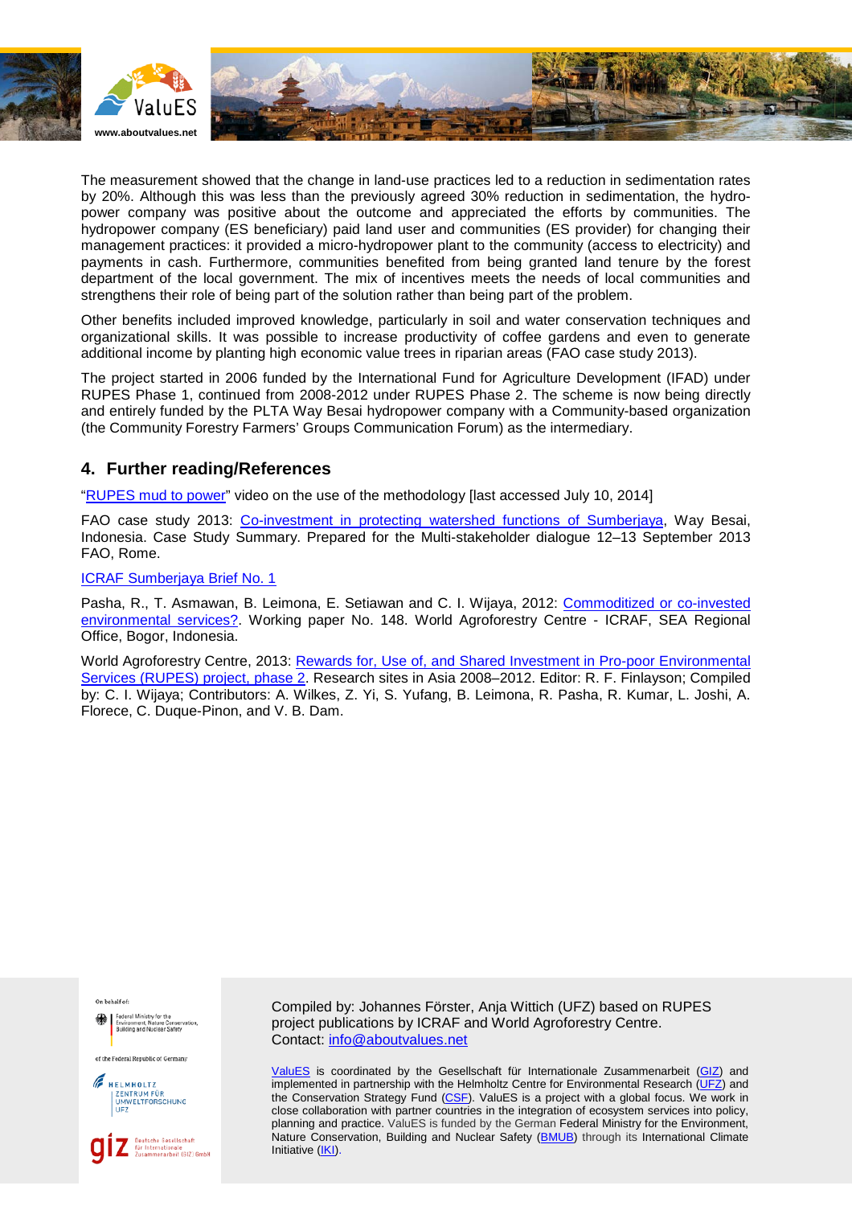The measurement showed that the change in land-use practices led to a reduction in sedimentation rates by 20%. Although this was less than the previously agreed 30% reduction in sedimentation, the hydro-power company was positive about the outcome and appreciated the efforts by communities. The hydropower company (ES beneficiary) paid land user and communities (ES provider) for changing their management practices: it provided a micro-hydropower plant to the community (access to electricity) and payments in cash. Furthermore, communities benefited from being granted land tenure by the forest department of the local government. The mix of incentives meets the needs of local communities and strengthens their role of being part of the solution rather than being part of the problem.

Other benefits included improved knowledge, particularly in soil and water conservation techniques and organizational skills. It was possible to increase productivity of coffee gardens and even to generate additional income by planting high economic value trees in riparian areas (FAO case study 2013).

The project started in 2006 funded by the International Fund for Agriculture Development (IFAD) under RUPES Phase 1, continued from 2008-2012 under RUPES Phase 2. The scheme is now being directly and entirely funded by the PLTA Way Besai hydropower company with a Community-based organization (the Community Forestry Farmers' Groups Communication Forum) as the intermediary.

## 4. Further reading/References

"RUPES mud to power" video on the use of the methodology [last accessed July 10, 2014]

FAO case study 2013: Co-investment in protecting watershed functions of Sumberjaya, Way Besai, Indonesia. Case Study Summary. Prepared for the Multi-stakeholder dialogue 12–13 September 2013 FAO, Rome.

ICRAF Sumberjaya Brief No. 1

Pasha, R., T. Asmawan, B. Leimona, E. Setiawan and C. I. Wijaya, 2012: Commoditized or co-invested environmental services?. Working paper No. 148. World Agroforestry Centre - ICRAF, SEA Regional Office, Bogor, Indonesia.

World Agroforestry Centre, 2013: Rewards for, Use of, and Shared Investment in Pro-poor Environmental Services (RUPES) project, phase 2. Research sites in Asia 2008–2012. Editor: R. F. Finlayson; Compiled by: C. I. Wijaya; Contributors: A. Wilkes, Z. Yi, S. Yufang, B. Leimona, R. Pasha, R. Kumar, L. Joshi, A. Florece, C. Duque-Pinon, and V. B. Dam.

Compiled by: Johannes Förster, Anja Wittich (UFZ) based on RUPES project publications by ICRAF and World Agroforestry Centre.
Contact: info@aboutvalues.net

ValuES is coordinated by the Gesellschaft für Internationale Zusammenarbeit (GIZ) and implemented in partnership with the Helmholtz Centre for Environmental Research (UFZ) and the Conservation Strategy Fund (CSF). ValuES is a project with a global focus. We work in close collaboration with partner countries in the integration of ecosystem services into policy, planning and practice. ValuES is funded by the German Federal Ministry for the Environment, Nature Conservation, Building and Nuclear Safety (BMUB) through its International Climate Initiative (IKI).